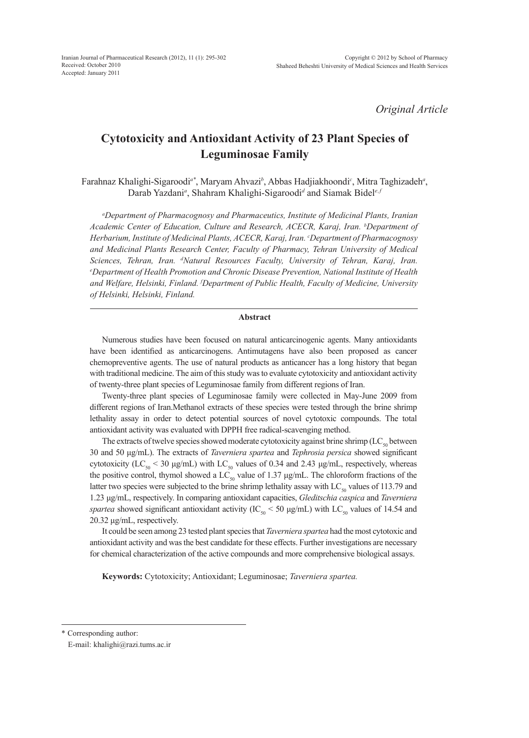*Original Article*

# Cytotoxicity and Antioxidant Activity of 23 Plant Species of Leguminosae Family

Farahnaz Khalighi-Sigaroodi[a*], Maryam Ahvazi[b], Abbas Hadjiakhoondi[c], Mitra Taghizadeh[a], Darab Yazdani[a], Shahram Khalighi-Sigaroodi[d] and Siamak Bidel[e,f]

*[a]Department of Pharmacognosy and Pharmaceutics, Institute of Medicinal Plants, Iranian Academic Center of Education, Culture and Research, ACECR, Karaj, Iran. [b]Department of Herbarium, Institute of Medicinal Plants, ACECR, Karaj, Iran. [c]Department of Pharmacognosy and Medicinal Plants Research Center, Faculty of Pharmacy, Tehran University of Medical Sciences, Tehran, Iran. [d]Natural Resources Faculty, University of Tehran, Karaj, Iran. [e]Department of Health Promotion and Chronic Disease Prevention, National Institute of Health and Welfare, Helsinki, Finland. [f]Department of Public Health, Faculty of Medicine, University of Helsinki, Helsinki, Finland.*

## Abstract

Numerous studies have been focused on natural anticarcinogenic agents. Many antioxidants have been identified as anticarcinogens. Antimutagens have also been proposed as cancer chemopreventive agents. The use of natural products as anticancer has a long history that began with traditional medicine. The aim of this study was to evaluate cytotoxicity and antioxidant activity of twenty-three plant species of Leguminosae family from different regions of Iran.

Twenty-three plant species of Leguminosae family were collected in May-June 2009 from different regions of Iran.Methanol extracts of these species were tested through the brine shrimp lethality assay in order to detect potential sources of novel cytotoxic compounds. The total antioxidant activity was evaluated with DPPH free radical-scavenging method.

The extracts of twelve species showed moderate cytotoxicity against brine shrimp ($LC_{50}$ between 30 and 50 µg/mL). The extracts of *Taverniera spartea* and *Tephrosia persica* showed significant cytotoxicity ($LC_{50}$ < 30 µg/mL) with $LC_{50}$ values of 0.34 and 2.43 µg/mL, respectively, whereas the positive control, thymol showed a $LC_{50}$ value of 1.37 µg/mL. The chloroform fractions of the latter two species were subjected to the brine shrimp lethality assay with $LC_{50}$ values of 113.79 and 1.23 µg/mL, respectively. In comparing antioxidant capacities, *Gleditschia caspica* and *Taverniera spartea* showed significant antioxidant activity ($IC_{50}$ < 50 µg/mL) with $LC_{50}$ values of 14.54 and 20.32 µg/mL, respectively.

It could be seen among 23 tested plant species that *Taverniera spartea* had the most cytotoxic and antioxidant activity and was the best candidate for these effects. Further investigations are necessary for chemical characterization of the active compounds and more comprehensive biological assays.

**Keywords:** Cytotoxicity; Antioxidant; Leguminosae; *Taverniera spartea.*

---

\* Corresponding author:
E-mail: khalighi@razi.tums.ac.ir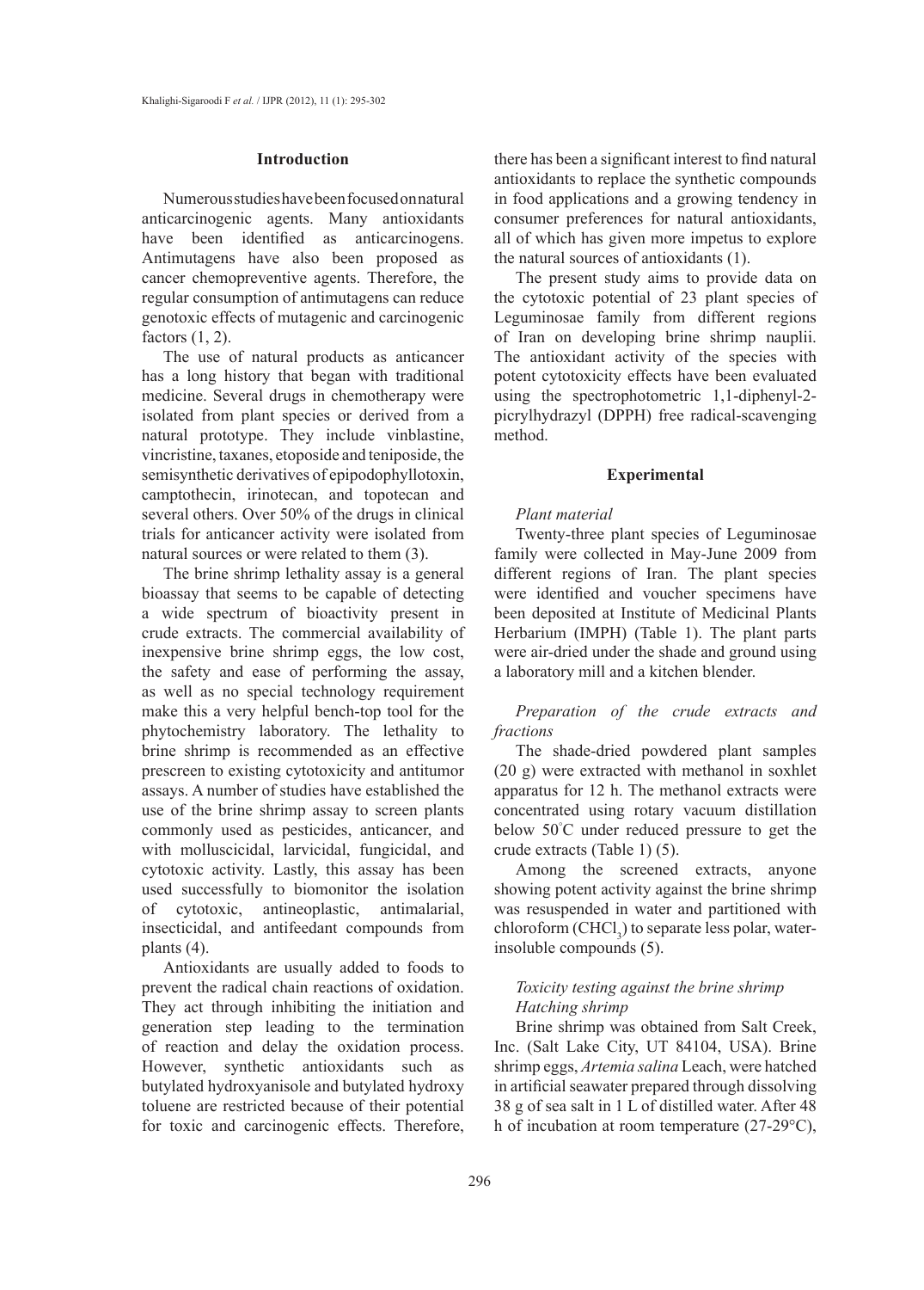## Introduction

Numerous studies have been focused on natural anticarcinogenic agents. Many antioxidants have been identified as anticarcinogens. Antimutagens have also been proposed as cancer chemopreventive agents. Therefore, the regular consumption of antimutagens can reduce genotoxic effects of mutagenic and carcinogenic factors (1, 2).

The use of natural products as anticancer has a long history that began with traditional medicine. Several drugs in chemotherapy were isolated from plant species or derived from a natural prototype. They include vinblastine, vincristine, taxanes, etoposide and teniposide, the semisynthetic derivatives of epipodophyllotoxin, camptothecin, irinotecan, and topotecan and several others. Over 50% of the drugs in clinical trials for anticancer activity were isolated from natural sources or were related to them (3).

The brine shrimp lethality assay is a general bioassay that seems to be capable of detecting a wide spectrum of bioactivity present in crude extracts. The commercial availability of inexpensive brine shrimp eggs, the low cost, the safety and ease of performing the assay, as well as no special technology requirement make this a very helpful bench-top tool for the phytochemistry laboratory. The lethality to brine shrimp is recommended as an effective prescreen to existing cytotoxicity and antitumor assays. A number of studies have established the use of the brine shrimp assay to screen plants commonly used as pesticides, anticancer, and with molluscicidal, larvicidal, fungicidal, and cytotoxic activity. Lastly, this assay has been used successfully to biomonitor the isolation of cytotoxic, antineoplastic, antimalarial, insecticidal, and antifeedant compounds from plants (4).

Antioxidants are usually added to foods to prevent the radical chain reactions of oxidation. They act through inhibiting the initiation and generation step leading to the termination of reaction and delay the oxidation process. However, synthetic antioxidants such as butylated hydroxyanisole and butylated hydroxy toluene are restricted because of their potential for toxic and carcinogenic effects. Therefore, there has been a significant interest to find natural antioxidants to replace the synthetic compounds in food applications and a growing tendency in consumer preferences for natural antioxidants, all of which has given more impetus to explore the natural sources of antioxidants (1).

The present study aims to provide data on the cytotoxic potential of 23 plant species of Leguminosae family from different regions of Iran on developing brine shrimp nauplii. The antioxidant activity of the species with potent cytotoxicity effects have been evaluated using the spectrophotometric 1,1-diphenyl-2-picrylhydrazyl (DPPH) free radical-scavenging method.

## Experimental

### *Plant material*

Twenty-three plant species of Leguminosae family were collected in May-June 2009 from different regions of Iran. The plant species were identified and voucher specimens have been deposited at Institute of Medicinal Plants Herbarium (IMPH) (Table 1). The plant parts were air-dried under the shade and ground using a laboratory mill and a kitchen blender.

### *Preparation of the crude extracts and fractions*

The shade-dried powdered plant samples (20 g) were extracted with methanol in soxhlet apparatus for 12 h. The methanol extracts were concentrated using rotary vacuum distillation below 50°C under reduced pressure to get the crude extracts (Table 1) (5).

Among the screened extracts, anyone showing potent activity against the brine shrimp was resuspended in water and partitioned with chloroform ($CHCl_3$) to separate less polar, water-insoluble compounds (5).

### *Toxicity testing against the brine shrimp*

#### *Hatching shrimp*

Brine shrimp was obtained from Salt Creek, Inc. (Salt Lake City, UT 84104, USA). Brine shrimp eggs, *Artemia salina* Leach, were hatched in artificial seawater prepared through dissolving 38 g of sea salt in 1 L of distilled water. After 48 h of incubation at room temperature (27-29°C),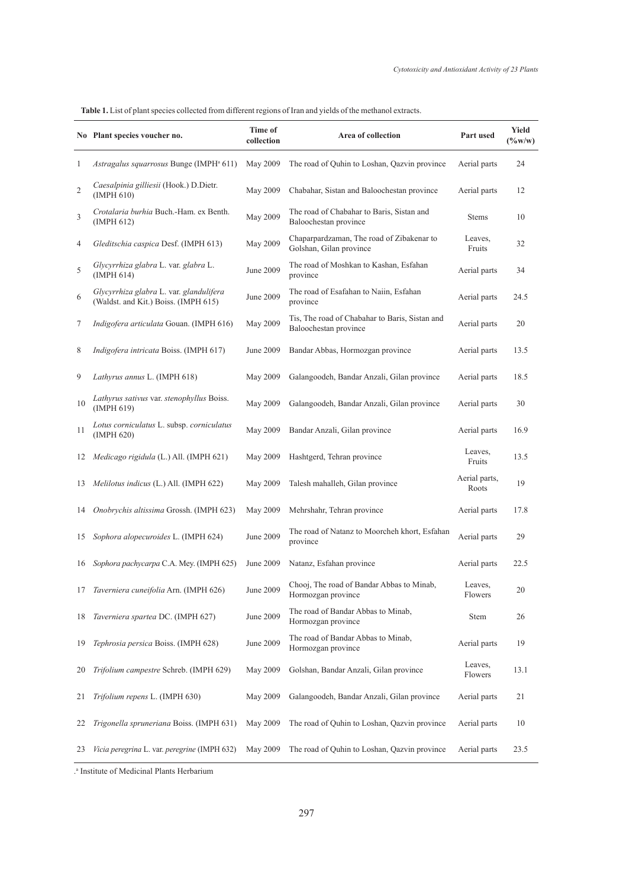**Table 1.** List of plant species collected from different regions of Iran and yields of the methanol extracts.

| No | Plant species voucher no. | Time of collection | Area of collection | Part used | Yield (%w/w) |
|---|---|---|---|---|---|
| 1 | *Astragalus squarrosus* Bunge (IMPH[a] 611) | May 2009 | The road of Quhin to Loshan, Qazvin province | Aerial parts | 24 |
| 2 | *Caesalpinia gilliesii* (Hook.) D.Dietr. (IMPH 610) | May 2009 | Chabahar, Sistan and Baloochestan province | Aerial parts | 12 |
| 3 | *Crotalaria burhia* Buch.-Ham. ex Benth. (IMPH 612) | May 2009 | The road of Chabahar to Baris, Sistan and Baloochestan province | Stems | 10 |
| 4 | *Gleditschia caspica* Desf. (IMPH 613) | May 2009 | Chaparpardzaman, The road of Zibakenar to Golshan, Gilan province | Leaves, Fruits | 32 |
| 5 | *Glycyrrhiza glabra* L. var. *glabra* L. (IMPH 614) | June 2009 | The road of Moshkan to Kashan, Esfahan province | Aerial parts | 34 |
| 6 | *Glycyrrhiza glabra* L. var. *glandulifera* (Waldst. and Kit.) Boiss. (IMPH 615) | June 2009 | The road of Esafahan to Naiin, Esfahan province | Aerial parts | 24.5 |
| 7 | *Indigofera articulata* Gouan. (IMPH 616) | May 2009 | Tis, The road of Chabahar to Baris, Sistan and Baloochestan province | Aerial parts | 20 |
| 8 | *Indigofera intricata* Boiss. (IMPH 617) | June 2009 | Bandar Abbas, Hormozgan province | Aerial parts | 13.5 |
| 9 | *Lathyrus annus* L. (IMPH 618) | May 2009 | Galangoodeh, Bandar Anzali, Gilan province | Aerial parts | 18.5 |
| 10 | *Lathyrus sativus* var. *stenophyllus* Boiss. (IMPH 619) | May 2009 | Galangoodeh, Bandar Anzali, Gilan province | Aerial parts | 30 |
| 11 | *Lotus corniculatus* L. subsp. *corniculatus* (IMPH 620) | May 2009 | Bandar Anzali, Gilan province | Aerial parts | 16.9 |
| 12 | *Medicago rigidula* (L.) All. (IMPH 621) | May 2009 | Hashtgerd, Tehran province | Leaves, Fruits | 13.5 |
| 13 | *Melilotus indicus* (L.) All. (IMPH 622) | May 2009 | Talesh mahalleh, Gilan province | Aerial parts, Roots | 19 |
| 14 | *Onobrychis altissima* Grossh. (IMPH 623) | May 2009 | Mehrshahr, Tehran province | Aerial parts | 17.8 |
| 15 | *Sophora alopecuroides* L. (IMPH 624) | June 2009 | The road of Natanz to Moorcheh khort, Esfahan province | Aerial parts | 29 |
| 16 | *Sophora pachycarpa* C.A. Mey. (IMPH 625) | June 2009 | Natanz, Esfahan province | Aerial parts | 22.5 |
| 17 | *Taverniera cuneifolia* Arn. (IMPH 626) | June 2009 | Chooj, The road of Bandar Abbas to Minab, Hormozgan province | Leaves, Flowers | 20 |
| 18 | *Taverniera spartea* DC. (IMPH 627) | June 2009 | The road of Bandar Abbas to Minab, Hormozgan province | Stem | 26 |
| 19 | *Tephrosia persica* Boiss. (IMPH 628) | June 2009 | The road of Bandar Abbas to Minab, Hormozgan province | Aerial parts | 19 |
| 20 | *Trifolium campestre* Schreb. (IMPH 629) | May 2009 | Golshan, Bandar Anzali, Gilan province | Leaves, Flowers | 13.1 |
| 21 | *Trifolium repens* L. (IMPH 630) | May 2009 | Galangoodeh, Bandar Anzali, Gilan province | Aerial parts | 21 |
| 22 | *Trigonella spruneriana* Boiss. (IMPH 631) | May 2009 | The road of Quhin to Loshan, Qazvin province | Aerial parts | 10 |
| 23 | *Vicia peregrina* L. var. *peregrine* (IMPH 632) | May 2009 | The road of Quhin to Loshan, Qazvin province | Aerial parts | 23.5 |

[a] Institute of Medicinal Plants Herbarium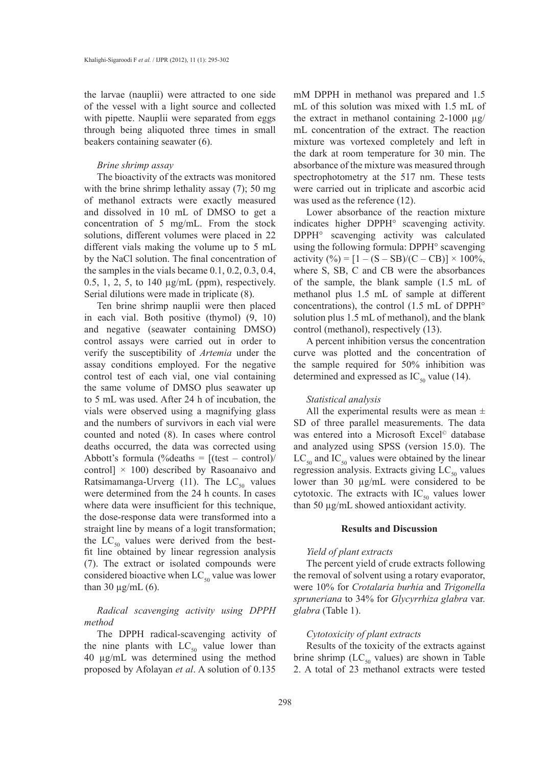the larvae (nauplii) were attracted to one side of the vessel with a light source and collected with pipette. Nauplii were separated from eggs through being aliquoted three times in small beakers containing seawater (6).

### *Brine shrimp assay*

The bioactivity of the extracts was monitored with the brine shrimp lethality assay (7); 50 mg of methanol extracts were exactly measured and dissolved in 10 mL of DMSO to get a concentration of 5 mg/mL. From the stock solutions, different volumes were placed in 22 different vials making the volume up to 5 mL by the NaCl solution. The final concentration of the samples in the vials became 0.1, 0.2, 0.3, 0.4, 0.5, 1, 2, 5, to 140 µg/mL (ppm), respectively. Serial dilutions were made in triplicate (8).

Ten brine shrimp nauplii were then placed in each vial. Both positive (thymol) (9, 10) and negative (seawater containing DMSO) control assays were carried out in order to verify the susceptibility of *Artemia* under the assay conditions employed. For the negative control test of each vial, one vial containing the same volume of DMSO plus seawater up to 5 mL was used. After 24 h of incubation, the vials were observed using a magnifying glass and the numbers of survivors in each vial were counted and noted (8). In cases where control deaths occurred, the data was corrected using Abbott's formula (%deaths = [(test – control)/control] × 100) described by Rasoanaivo and Ratsimamanga-Urverg (11). The $LC_{50}$ values were determined from the 24 h counts. In cases where data were insufficient for this technique, the dose-response data were transformed into a straight line by means of a logit transformation; the $LC_{50}$ values were derived from the best-fit line obtained by linear regression analysis (7). The extract or isolated compounds were considered bioactive when $LC_{50}$ value was lower than 30 µg/mL (6).

### *Radical scavenging activity using DPPH method*

The DPPH radical-scavenging activity of the nine plants with $LC_{50}$ value lower than 40 µg/mL was determined using the method proposed by Afolayan *et al*. A solution of 0.135 mM DPPH in methanol was prepared and 1.5 mL of this solution was mixed with 1.5 mL of the extract in methanol containing 2-1000 µg/mL concentration of the extract. The reaction mixture was vortexed completely and left in the dark at room temperature for 30 min. The absorbance of the mixture was measured through spectrophotometry at the 517 nm. These tests were carried out in triplicate and ascorbic acid was used as the reference (12).

Lower absorbance of the reaction mixture indicates higher DPPH° scavenging activity. DPPH° scavenging activity was calculated using the following formula: DPPH° scavenging activity (%) = [1 – (S – SB)/(C – CB)] × 100%, where S, SB, C and CB were the absorbances of the sample, the blank sample (1.5 mL of methanol plus 1.5 mL of sample at different concentrations), the control (1.5 mL of DPPH° solution plus 1.5 mL of methanol), and the blank control (methanol), respectively (13).

A percent inhibition versus the concentration curve was plotted and the concentration of the sample required for 50% inhibition was determined and expressed as $IC_{50}$ value (14).

### *Statistical analysis*

All the experimental results were as mean ± SD of three parallel measurements. The data was entered into a Microsoft Excel© database and analyzed using SPSS (version 15.0). The $LC_{50}$ and $IC_{50}$ values were obtained by the linear regression analysis. Extracts giving $LC_{50}$ values lower than 30 µg/mL were considered to be cytotoxic. The extracts with $IC_{50}$ values lower than 50 µg/mL showed antioxidant activity.

## Results and Discussion

### *Yield of plant extracts*

The percent yield of crude extracts following the removal of solvent using a rotary evaporator, were 10% for *Crotalaria burhia* and *Trigonella spruneriana* to 34% for *Glycyrrhiza glabra* var. *glabra* (Table 1).

### *Cytotoxicity of plant extracts*

Results of the toxicity of the extracts against brine shrimp ($LC_{50}$ values) are shown in Table 2. A total of 23 methanol extracts were tested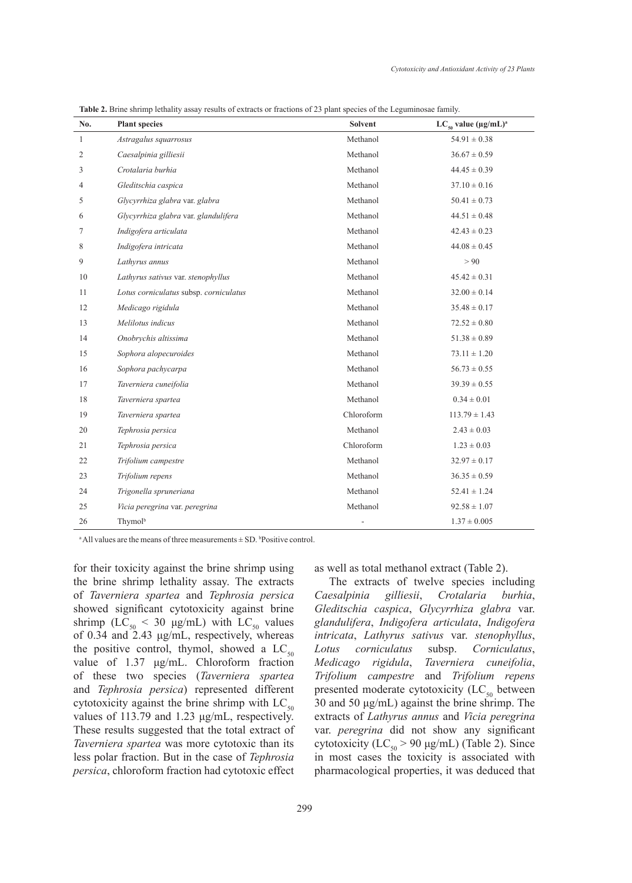**Table 2.** Brine shrimp lethality assay results of extracts or fractions of 23 plant species of the Leguminosae family.

| No. | Plant species | Solvent | $LC_{50}$ value (μg/mL)[a] |
|---|---|---|---|
| 1 | *Astragalus squarrosus* | Methanol | 54.91 ± 0.38 |
| 2 | *Caesalpinia gilliesii* | Methanol | 36.67 ± 0.59 |
| 3 | *Crotalaria burhia* | Methanol | 44.45 ± 0.39 |
| 4 | *Gleditschia caspica* | Methanol | 37.10 ± 0.16 |
| 5 | *Glycyrrhiza glabra* var. *glabra* | Methanol | 50.41 ± 0.73 |
| 6 | *Glycyrrhiza glabra* var. *glandulifera* | Methanol | 44.51 ± 0.48 |
| 7 | *Indigofera articulata* | Methanol | 42.43 ± 0.23 |
| 8 | *Indigofera intricata* | Methanol | 44.08 ± 0.45 |
| 9 | *Lathyrus annus* | Methanol | > 90 |
| 10 | *Lathyrus sativus* var. *stenophyllus* | Methanol | 45.42 ± 0.31 |
| 11 | *Lotus corniculatus* subsp. *corniculatus* | Methanol | 32.00 ± 0.14 |
| 12 | *Medicago rigidula* | Methanol | 35.48 ± 0.17 |
| 13 | *Melilotus indicus* | Methanol | 72.52 ± 0.80 |
| 14 | *Onobrychis altissima* | Methanol | 51.38 ± 0.89 |
| 15 | *Sophora alopecuroides* | Methanol | 73.11 ± 1.20 |
| 16 | *Sophora pachycarpa* | Methanol | 56.73 ± 0.55 |
| 17 | *Taverniera cuneifolia* | Methanol | 39.39 ± 0.55 |
| 18 | *Taverniera spartea* | Methanol | 0.34 ± 0.01 |
| 19 | *Taverniera spartea* | Chloroform | 113.79 ± 1.43 |
| 20 | *Tephrosia persica* | Methanol | 2.43 ± 0.03 |
| 21 | *Tephrosia persica* | Chloroform | 1.23 ± 0.03 |
| 22 | *Trifolium campestre* | Methanol | 32.97 ± 0.17 |
| 23 | *Trifolium repens* | Methanol | 36.35 ± 0.59 |
| 24 | *Trigonella spruneriana* | Methanol | 52.41 ± 1.24 |
| 25 | *Vicia peregrina* var. *peregrina* | Methanol | 92.58 ± 1.07 |
| 26 | Thymol[b] | - | 1.37 ± 0.005 |

[a] All values are the means of three measurements ± SD. [b] Positive control.

for their toxicity against the brine shrimp using the brine shrimp lethality assay. The extracts of *Taverniera spartea* and *Tephrosia persica* showed significant cytotoxicity against brine shrimp ($LC_{50}$ < 30 μg/mL) with $LC_{50}$ values of 0.34 and 2.43 μg/mL, respectively, whereas the positive control, thymol, showed a $LC_{50}$ value of 1.37 μg/mL. Chloroform fraction of these two species (*Taverniera spartea* and *Tephrosia persica*) represented different cytotoxicity against the brine shrimp with $LC_{50}$ values of 113.79 and 1.23 μg/mL, respectively. These results suggested that the total extract of *Taverniera spartea* was more cytotoxic than its less polar fraction. But in the case of *Tephrosia persica*, chloroform fraction had cytotoxic effect as well as total methanol extract (Table 2).

The extracts of twelve species including *Caesalpinia gilliesii*, *Crotalaria burhia*, *Gleditschia caspica*, *Glycyrrhiza glabra* var. *glandulifera*, *Indigofera articulata*, *Indigofera intricata*, *Lathyrus sativus* var. *stenophyllus*, *Lotus corniculatus* subsp. *Corniculatus*, *Medicago rigidula*, *Taverniera cuneifolia*, *Trifolium campestre* and *Trifolium repens* presented moderate cytotoxicity ($LC_{50}$ between 30 and 50 μg/mL) against the brine shrimp. The extracts of *Lathyrus annus* and *Vicia peregrina* var. *peregrina* did not show any significant cytotoxicity ($LC_{50}$ > 90 μg/mL) (Table 2). Since in most cases the toxicity is associated with pharmacological properties, it was deduced that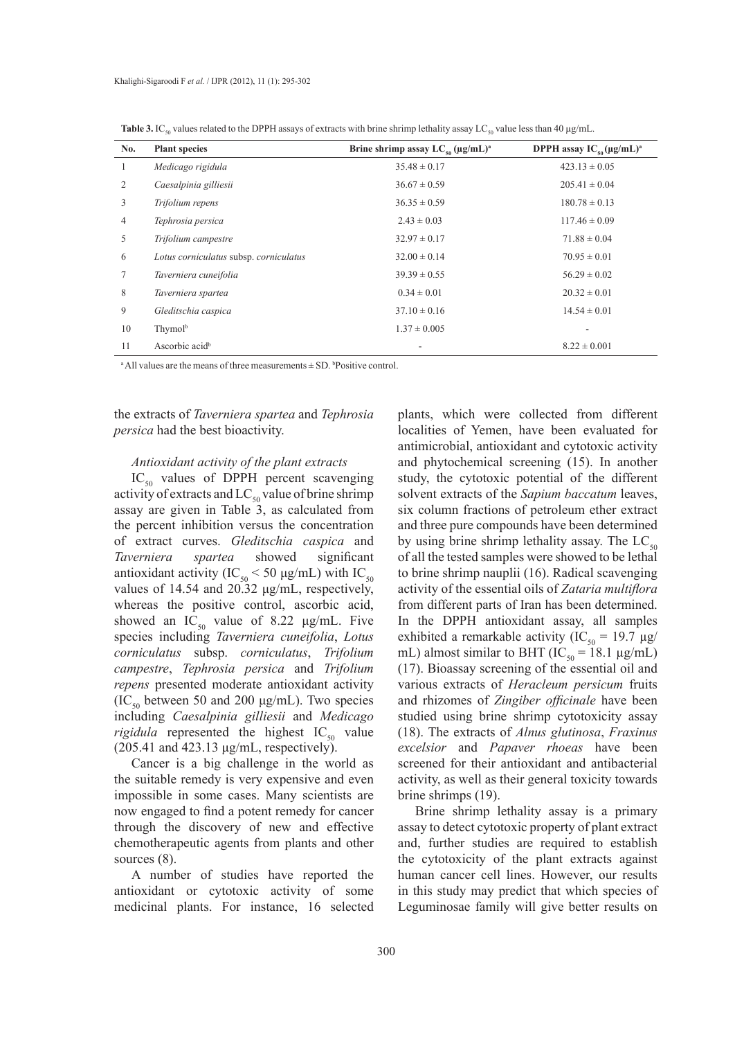**Table 3.** $IC_{50}$ values related to the DPPH assays of extracts with brine shrimp lethality assay $LC_{50}$ value less than 40 µg/mL.

| No. | Plant species | Brine shrimp assay $LC_{50}$ (µg/mL)[a] | DPPH assay $IC_{50}$ (µg/mL)[a] |
|---|---|---|---|
| 1 | *Medicago rigidula* | 35.48 ± 0.17 | 423.13 ± 0.05 |
| 2 | *Caesalpinia gilliesii* | 36.67 ± 0.59 | 205.41 ± 0.04 |
| 3 | *Trifolium repens* | 36.35 ± 0.59 | 180.78 ± 0.13 |
| 4 | *Tephrosia persica* | 2.43 ± 0.03 | 117.46 ± 0.09 |
| 5 | *Trifolium campestre* | 32.97 ± 0.17 | 71.88 ± 0.04 |
| 6 | *Lotus corniculatus* subsp. *corniculatus* | 32.00 ± 0.14 | 70.95 ± 0.01 |
| 7 | *Taverniera cuneifolia* | 39.39 ± 0.55 | 56.29 ± 0.02 |
| 8 | *Taverniera spartea* | 0.34 ± 0.01 | 20.32 ± 0.01 |
| 9 | *Gleditschia caspica* | 37.10 ± 0.16 | 14.54 ± 0.01 |
| 10 | Thymol[b] | 1.37 ± 0.005 | - |
| 11 | Ascorbic acid[b] | - | 8.22 ± 0.001 |

[a] All values are the means of three measurements ± SD. [b] Positive control.

the extracts of *Taverniera spartea* and *Tephrosia persica* had the best bioactivity.

*Antioxidant activity of the plant extracts*

$IC_{50}$ values of DPPH percent scavenging activity of extracts and $LC_{50}$ value of brine shrimp assay are given in Table 3, as calculated from the percent inhibition versus the concentration of extract curves. *Gleditschia caspica* and *Taverniera spartea* showed significant antioxidant activity ($IC_{50}$ < 50 µg/mL) with $IC_{50}$ values of 14.54 and 20.32 µg/mL, respectively, whereas the positive control, ascorbic acid, showed an $IC_{50}$ value of 8.22 µg/mL. Five species including *Taverniera cuneifolia*, *Lotus corniculatus* subsp. *corniculatus*, *Trifolium campestre*, *Tephrosia persica* and *Trifolium repens* presented moderate antioxidant activity ($IC_{50}$ between 50 and 200 µg/mL). Two species including *Caesalpinia gilliesii* and *Medicago rigidula* represented the highest $IC_{50}$ value (205.41 and 423.13 µg/mL, respectively).

Cancer is a big challenge in the world as the suitable remedy is very expensive and even impossible in some cases. Many scientists are now engaged to find a potent remedy for cancer through the discovery of new and effective chemotherapeutic agents from plants and other sources (8).

A number of studies have reported the antioxidant or cytotoxic activity of some medicinal plants. For instance, 16 selected plants, which were collected from different localities of Yemen, have been evaluated for antimicrobial, antioxidant and cytotoxic activity and phytochemical screening (15). In another study, the cytotoxic potential of the different solvent extracts of the *Sapium baccatum* leaves, six column fractions of petroleum ether extract and three pure compounds have been determined by using brine shrimp lethality assay. The $LC_{50}$ of all the tested samples were showed to be lethal to brine shrimp nauplii (16). Radical scavenging activity of the essential oils of *Zataria multiflora* from different parts of Iran has been determined. In the DPPH antioxidant assay, all samples exhibited a remarkable activity ($IC_{50}$ = 19.7 µg/mL) almost similar to BHT ($IC_{50}$ = 18.1 µg/mL) (17). Bioassay screening of the essential oil and various extracts of *Heracleum persicum* fruits and rhizomes of *Zingiber officinale* have been studied using brine shrimp cytotoxicity assay (18). The extracts of *Alnus glutinosa*, *Fraxinus excelsior* and *Papaver rhoeas* have been screened for their antioxidant and antibacterial activity, as well as their general toxicity towards brine shrimps (19).

Brine shrimp lethality assay is a primary assay to detect cytotoxic property of plant extract and, further studies are required to establish the cytotoxicity of the plant extracts against human cancer cell lines. However, our results in this study may predict that which species of Leguminosae family will give better results on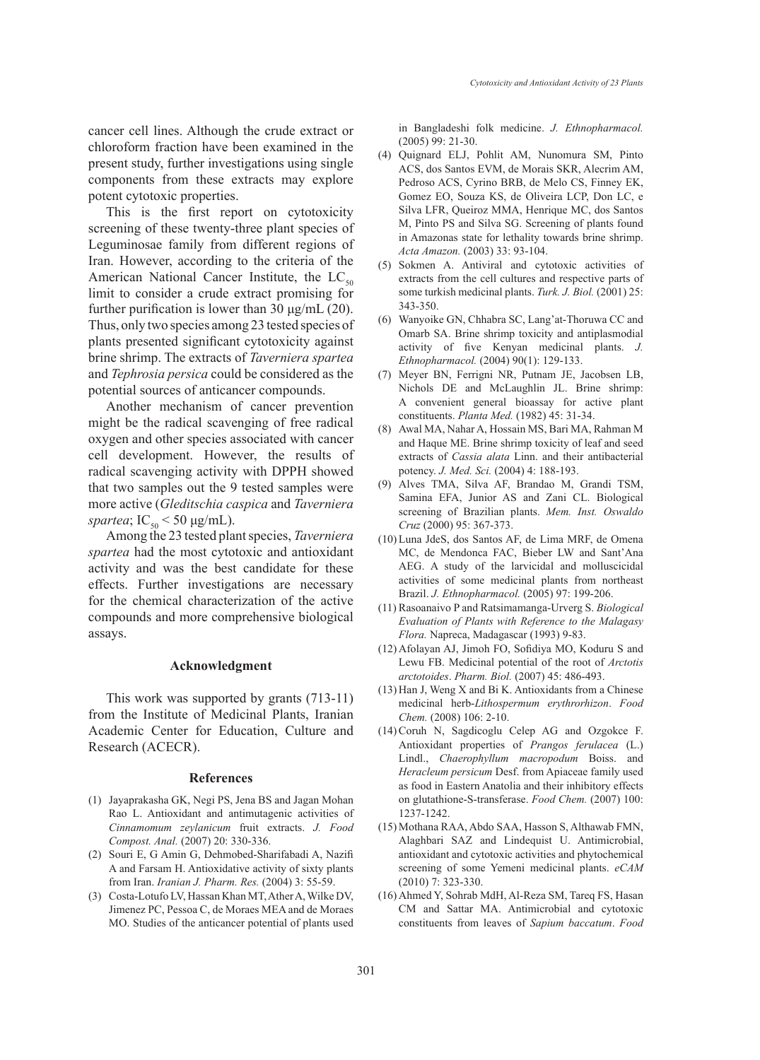cancer cell lines. Although the crude extract or chloroform fraction have been examined in the present study, further investigations using single components from these extracts may explore potent cytotoxic properties.

This is the first report on cytotoxicity screening of these twenty-three plant species of Leguminosae family from different regions of Iran. However, according to the criteria of the American National Cancer Institute, the $LC_{50}$ limit to consider a crude extract promising for further purification is lower than 30 μg/mL (20). Thus, only two species among 23 tested species of plants presented significant cytotoxicity against brine shrimp. The extracts of *Taverniera spartea* and *Tephrosia persica* could be considered as the potential sources of anticancer compounds.

Another mechanism of cancer prevention might be the radical scavenging of free radical oxygen and other species associated with cancer cell development. However, the results of radical scavenging activity with DPPH showed that two samples out the 9 tested samples were more active (*Gleditschia caspica* and *Taverniera spartea*; $IC_{50} < 50$ μg/mL).

Among the 23 tested plant species, *Taverniera spartea* had the most cytotoxic and antioxidant activity and was the best candidate for these effects. Further investigations are necessary for the chemical characterization of the active compounds and more comprehensive biological assays.

## Acknowledgment

This work was supported by grants (713-11) from the Institute of Medicinal Plants, Iranian Academic Center for Education, Culture and Research (ACECR).

## References

(1) Jayaprakasha GK, Negi PS, Jena BS and Jagan Mohan Rao L. Antioxidant and antimutagenic activities of *Cinnamomum zeylanicum* fruit extracts. *J. Food Compost. Anal.* (2007) 20: 330-336.

(2) Souri E, G Amin G, Dehmobed-Sharifabadi A, Nazifi A and Farsam H. Antioxidative activity of sixty plants from Iran. *Iranian J. Pharm. Res.* (2004) 3: 55-59.

(3) Costa-Lotufo LV, Hassan Khan MT, Ather A, Wilke DV, Jimenez PC, Pessoa C, de Moraes MEA and de Moraes MO. Studies of the anticancer potential of plants used in Bangladeshi folk medicine. *J. Ethnopharmacol.* (2005) 99: 21-30.

(4) Quignard ELJ, Pohlit AM, Nunomura SM, Pinto ACS, dos Santos EVM, de Morais SKR, Alecrim AM, Pedroso ACS, Cyrino BRB, de Melo CS, Finney EK, Gomez EO, Souza KS, de Oliveira LCP, Don LC, e Silva LFR, Queiroz MMA, Henrique MC, dos Santos M, Pinto PS and Silva SG. Screening of plants found in Amazonas state for lethality towards brine shrimp. *Acta Amazon.* (2003) 33: 93-104.

(5) Sokmen A. Antiviral and cytotoxic activities of extracts from the cell cultures and respective parts of some turkish medicinal plants. *Turk. J. Biol.* (2001) 25: 343-350.

(6) Wanyoike GN, Chhabra SC, Lang'at-Thoruwa CC and Omarb SA. Brine shrimp toxicity and antiplasmodial activity of five Kenyan medicinal plants. *J. Ethnopharmacol.* (2004) 90(1): 129-133.

(7) Meyer BN, Ferrigni NR, Putnam JE, Jacobsen LB, Nichols DE and McLaughlin JL. Brine shrimp: A convenient general bioassay for active plant constituents. *Planta Med.* (1982) 45: 31-34.

(8) Awal MA, Nahar A, Hossain MS, Bari MA, Rahman M and Haque ME. Brine shrimp toxicity of leaf and seed extracts of *Cassia alata* Linn. and their antibacterial potency. *J. Med. Sci.* (2004) 4: 188-193.

(9) Alves TMA, Silva AF, Brandao M, Grandi TSM, Samina EFA, Junior AS and Zani CL. Biological screening of Brazilian plants. *Mem. Inst. Oswaldo Cruz* (2000) 95: 367-373.

(10) Luna JdeS, dos Santos AF, de Lima MRF, de Omena MC, de Mendonca FAC, Bieber LW and Sant'Ana AEG. A study of the larvicidal and molluscicidal activities of some medicinal plants from northeast Brazil. *J. Ethnopharmacol.* (2005) 97: 199-206.

(11) Rasoanaivo P and Ratsimamanga-Urverg S. *Biological Evaluation of Plants with Reference to the Malagasy Flora.* Napreca, Madagascar (1993) 9-83.

(12) Afolayan AJ, Jimoh FO, Sofidiya MO, Koduru S and Lewu FB. Medicinal potential of the root of *Arctotis arctotoides*. *Pharm. Biol.* (2007) 45: 486-493.

(13) Han J, Weng X and Bi K. Antioxidants from a Chinese medicinal herb-*Lithospermum erythrorhizon*. *Food Chem.* (2008) 106: 2-10.

(14) Coruh N, Sagdicoglu Celep AG and Ozgokce F. Antioxidant properties of *Prangos ferulacea* (L.) Lindl., *Chaerophyllum macropodum* Boiss. and *Heracleum persicum* Desf. from Apiaceae family used as food in Eastern Anatolia and their inhibitory effects on glutathione-S-transferase. *Food Chem.* (2007) 100: 1237-1242.

(15) Mothana RAA, Abdo SAA, Hasson S, Althawab FMN, Alaghbari SAZ and Lindequist U. Antimicrobial, antioxidant and cytotoxic activities and phytochemical screening of some Yemeni medicinal plants. *eCAM* (2010) 7: 323-330.

(16) Ahmed Y, Sohrab MdH, Al-Reza SM, Tareq FS, Hasan CM and Sattar MA. Antimicrobial and cytotoxic constituents from leaves of *Sapium baccatum*. *Food*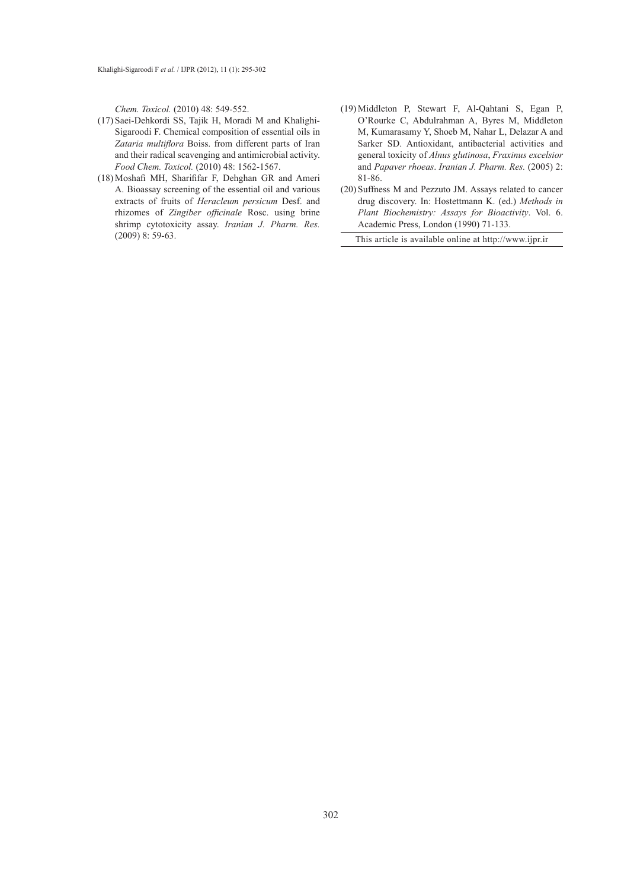*Chem. Toxicol.* (2010) 48: 549-552.

(17) Saei-Dehkordi SS, Tajik H, Moradi M and Khalighi-Sigaroodi F. Chemical composition of essential oils in *Zataria multiflora* Boiss. from different parts of Iran and their radical scavenging and antimicrobial activity. *Food Chem. Toxicol.* (2010) 48: 1562-1567.

(18) Moshafi MH, Sharififar F, Dehghan GR and Ameri A. Bioassay screening of the essential oil and various extracts of fruits of *Heracleum persicum* Desf. and rhizomes of *Zingiber officinale* Rosc. using brine shrimp cytotoxicity assay. *Iranian J. Pharm. Res.* (2009) 8: 59-63.

(19) Middleton P, Stewart F, Al-Qahtani S, Egan P, O'Rourke C, Abdulrahman A, Byres M, Middleton M, Kumarasamy Y, Shoeb M, Nahar L, Delazar A and Sarker SD. Antioxidant, antibacterial activities and general toxicity of *Alnus glutinosa*, *Fraxinus excelsior* and *Papaver rhoeas*. *Iranian J. Pharm. Res.* (2005) 2: 81-86.

(20) Suffness M and Pezzuto JM. Assays related to cancer drug discovery. In: Hostettmann K. (ed.) *Methods in Plant Biochemistry: Assays for Bioactivity*. Vol. 6. Academic Press, London (1990) 71-133.

This article is available online at http://www.ijpr.ir